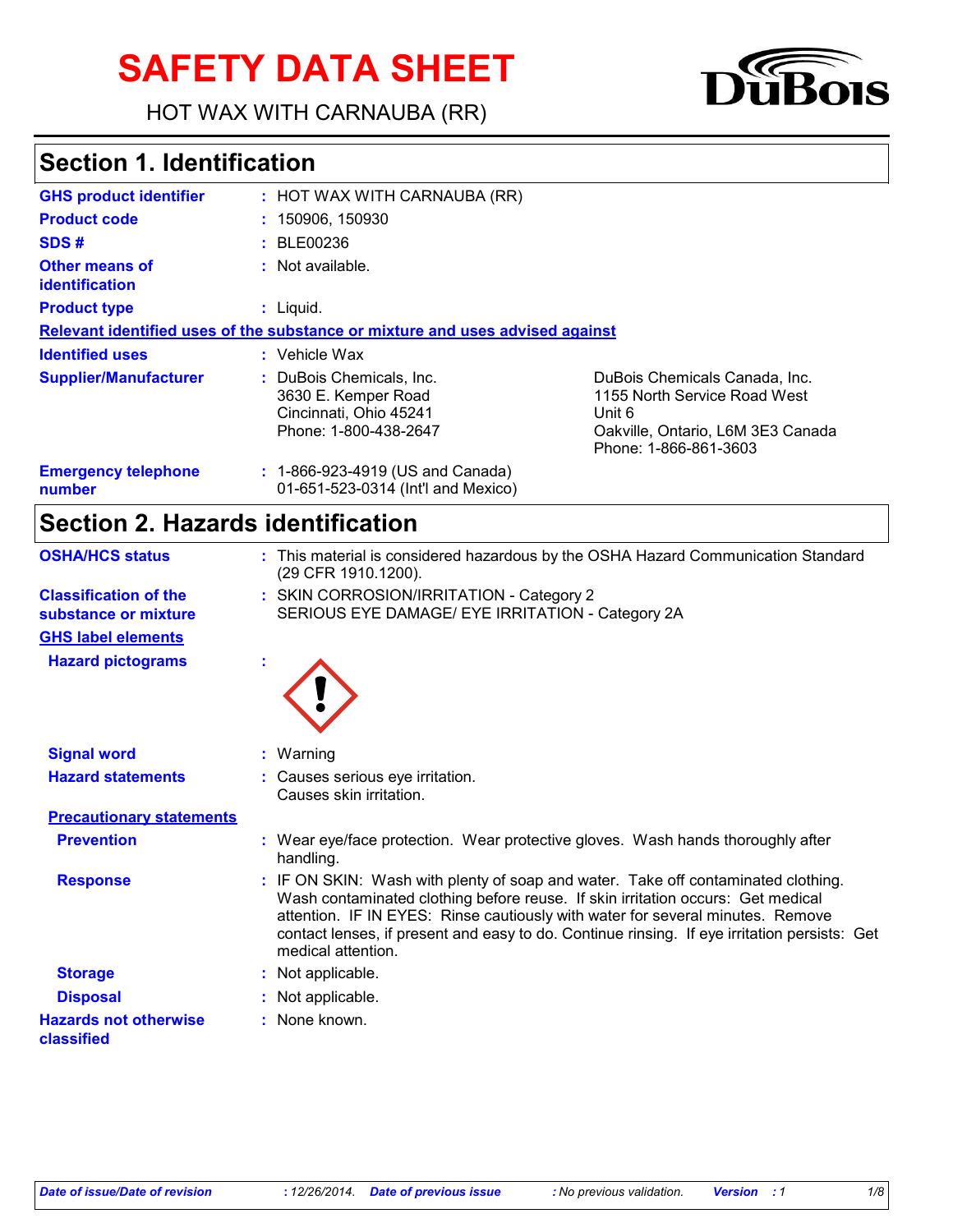# SAFETY DATA SHEET

HOT WAX WITH CARNAUBA (RR)

## Section 1. Identification

**GHS product identifier** : HOT WAX WITH CARNAUBA (RR)

**Product code** : 150906, 150930

**SDS #** : BLE00236

**Other means of identification** : Not available.

**Product type** : Liquid.

**Relevant identified uses of the substance or mixture and uses advised against**

**Identified uses** : Vehicle Wax

**Supplier/Manufacturer** :

DuBois Chemicals, Inc.
3630 E. Kemper Road
Cincinnati, Ohio 45241
Phone: 1-800-438-2647

DuBois Chemicals Canada, Inc.
1155 North Service Road West
Unit 6
Oakville, Ontario, L6M 3E3 Canada
Phone: 1-866-861-3603

**Emergency telephone number** : 1-866-923-4919 (US and Canada)
01-651-523-0314 (Int'l and Mexico)

## Section 2. Hazards identification

**OSHA/HCS status** : This material is considered hazardous by the OSHA Hazard Communication Standard (29 CFR 1910.1200).

**Classification of the substance or mixture** : SKIN CORROSION/IRRITATION - Category 2
SERIOUS EYE DAMAGE/ EYE IRRITATION - Category 2A

**GHS label elements**

**Hazard pictograms** :

**Signal word** : Warning

**Hazard statements** : Causes serious eye irritation.
Causes skin irritation.

**Precautionary statements**

**Prevention** : Wear eye/face protection. Wear protective gloves. Wash hands thoroughly after handling.

**Response** : IF ON SKIN: Wash with plenty of soap and water. Take off contaminated clothing. Wash contaminated clothing before reuse. If skin irritation occurs: Get medical attention. IF IN EYES: Rinse cautiously with water for several minutes. Remove contact lenses, if present and easy to do. Continue rinsing. If eye irritation persists: Get medical attention.

**Storage** : Not applicable.

**Disposal** : Not applicable.

**Hazards not otherwise classified** : None known.

*Date of issue/Date of revision : 12/26/2014. Date of previous issue : No previous validation. Version : 1*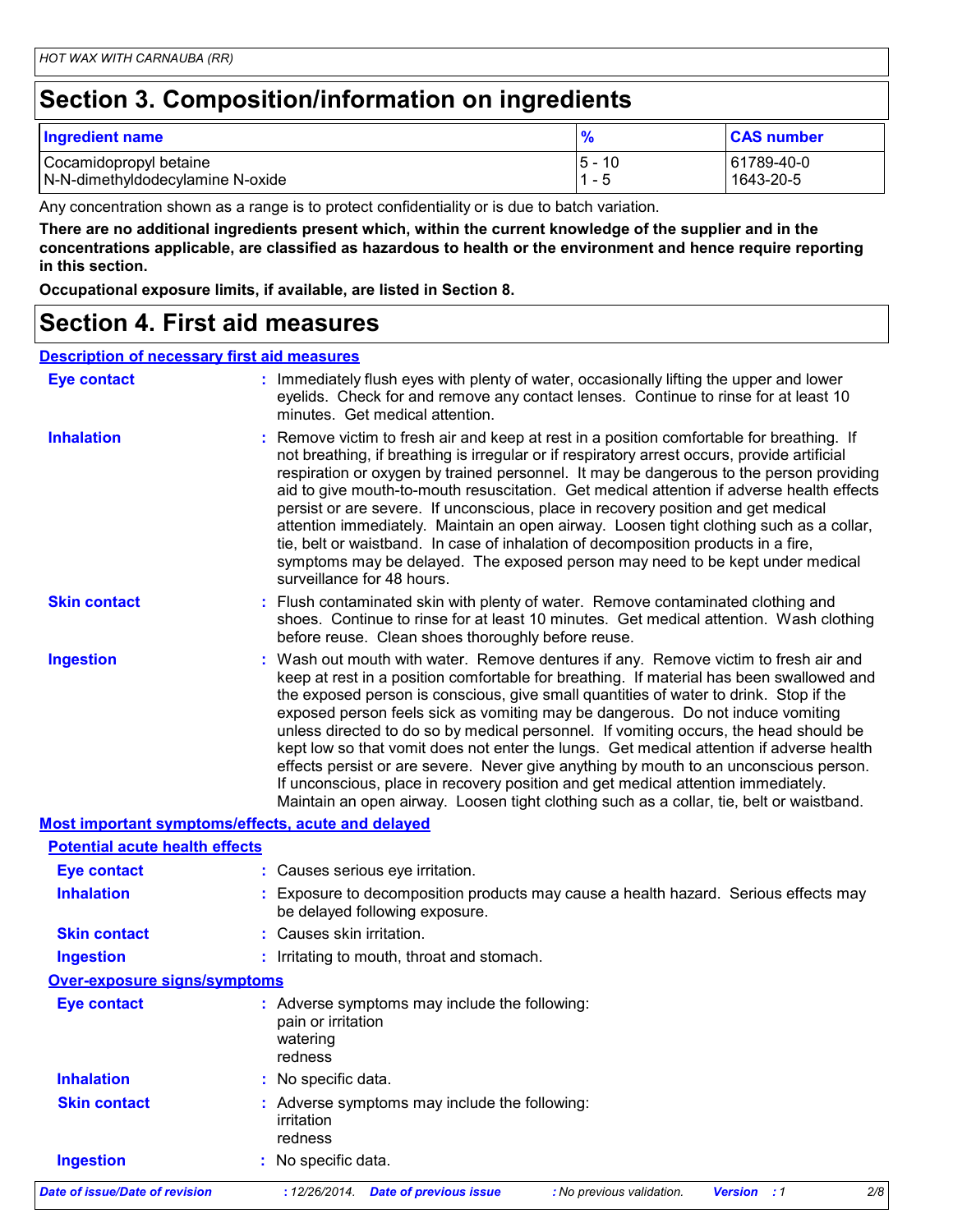## Section 3. Composition/information on ingredients

| Ingredient name | % | CAS number |
|---|---|---|
| Cocamidopropyl betaine | 5 - 10 | 61789-40-0 |
| N-N-dimethyldodecylamine N-oxide | 1 - 5 | 1643-20-5 |

Any concentration shown as a range is to protect confidentiality or is due to batch variation.

**There are no additional ingredients present which, within the current knowledge of the supplier and in the concentrations applicable, are classified as hazardous to health or the environment and hence require reporting in this section.**

**Occupational exposure limits, if available, are listed in Section 8.**

## Section 4. First aid measures

### Description of necessary first aid measures

**Eye contact** : Immediately flush eyes with plenty of water, occasionally lifting the upper and lower eyelids. Check for and remove any contact lenses. Continue to rinse for at least 10 minutes. Get medical attention.

**Inhalation** : Remove victim to fresh air and keep at rest in a position comfortable for breathing. If not breathing, if breathing is irregular or if respiratory arrest occurs, provide artificial respiration or oxygen by trained personnel. It may be dangerous to the person providing aid to give mouth-to-mouth resuscitation. Get medical attention if adverse health effects persist or are severe. If unconscious, place in recovery position and get medical attention immediately. Maintain an open airway. Loosen tight clothing such as a collar, tie, belt or waistband. In case of inhalation of decomposition products in a fire, symptoms may be delayed. The exposed person may need to be kept under medical surveillance for 48 hours.

**Skin contact** : Flush contaminated skin with plenty of water. Remove contaminated clothing and shoes. Continue to rinse for at least 10 minutes. Get medical attention. Wash clothing before reuse. Clean shoes thoroughly before reuse.

**Ingestion** : Wash out mouth with water. Remove dentures if any. Remove victim to fresh air and keep at rest in a position comfortable for breathing. If material has been swallowed and the exposed person is conscious, give small quantities of water to drink. Stop if the exposed person feels sick as vomiting may be dangerous. Do not induce vomiting unless directed to do so by medical personnel. If vomiting occurs, the head should be kept low so that vomit does not enter the lungs. Get medical attention if adverse health effects persist or are severe. Never give anything by mouth to an unconscious person. If unconscious, place in recovery position and get medical attention immediately. Maintain an open airway. Loosen tight clothing such as a collar, tie, belt or waistband.

### Most important symptoms/effects, acute and delayed

#### Potential acute health effects

**Eye contact** : Causes serious eye irritation.

**Inhalation** : Exposure to decomposition products may cause a health hazard. Serious effects may be delayed following exposure.

**Skin contact** : Causes skin irritation.

**Ingestion** : Irritating to mouth, throat and stomach.

#### Over-exposure signs/symptoms

**Eye contact** : Adverse symptoms may include the following:
pain or irritation
watering
redness

**Inhalation** : No specific data.

**Skin contact** : Adverse symptoms may include the following:
irritation
redness

**Ingestion** : No specific data.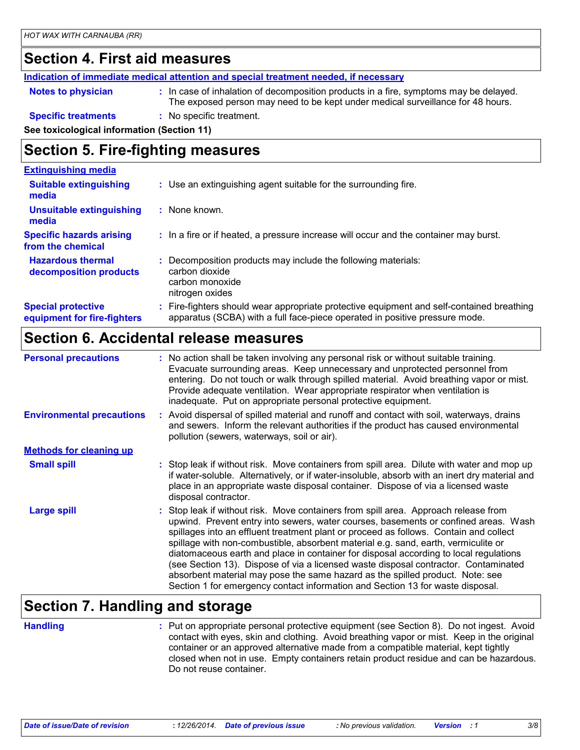## Section 4. First aid measures

**Indication of immediate medical attention and special treatment needed, if necessary**

**Notes to physician** : In case of inhalation of decomposition products in a fire, symptoms may be delayed. The exposed person may need to be kept under medical surveillance for 48 hours.

**Specific treatments** : No specific treatment.

**See toxicological information (Section 11)**

## Section 5. Fire-fighting measures

**Extinguishing media**

**Suitable extinguishing media** : Use an extinguishing agent suitable for the surrounding fire.

**Unsuitable extinguishing media** : None known.

**Specific hazards arising from the chemical** : In a fire or if heated, a pressure increase will occur and the container may burst.

**Hazardous thermal decomposition products** : Decomposition products may include the following materials:
carbon dioxide
carbon monoxide
nitrogen oxides

**Special protective equipment for fire-fighters** : Fire-fighters should wear appropriate protective equipment and self-contained breathing apparatus (SCBA) with a full face-piece operated in positive pressure mode.

## Section 6. Accidental release measures

**Personal precautions** : No action shall be taken involving any personal risk or without suitable training. Evacuate surrounding areas. Keep unnecessary and unprotected personnel from entering. Do not touch or walk through spilled material. Avoid breathing vapor or mist. Provide adequate ventilation. Wear appropriate respirator when ventilation is inadequate. Put on appropriate personal protective equipment.

**Environmental precautions** : Avoid dispersal of spilled material and runoff and contact with soil, waterways, drains and sewers. Inform the relevant authorities if the product has caused environmental pollution (sewers, waterways, soil or air).

**Methods for cleaning up**

**Small spill** : Stop leak if without risk. Move containers from spill area. Dilute with water and mop up if water-soluble. Alternatively, or if water-insoluble, absorb with an inert dry material and place in an appropriate waste disposal container. Dispose of via a licensed waste disposal contractor.

**Large spill** : Stop leak if without risk. Move containers from spill area. Approach release from upwind. Prevent entry into sewers, water courses, basements or confined areas. Wash spillages into an effluent treatment plant or proceed as follows. Contain and collect spillage with non-combustible, absorbent material e.g. sand, earth, vermiculite or diatomaceous earth and place in container for disposal according to local regulations (see Section 13). Dispose of via a licensed waste disposal contractor. Contaminated absorbent material may pose the same hazard as the spilled product. Note: see Section 1 for emergency contact information and Section 13 for waste disposal.

## Section 7. Handling and storage

**Handling** : Put on appropriate personal protective equipment (see Section 8). Do not ingest. Avoid contact with eyes, skin and clothing. Avoid breathing vapor or mist. Keep in the original container or an approved alternative made from a compatible material, kept tightly closed when not in use. Empty containers retain product residue and can be hazardous. Do not reuse container.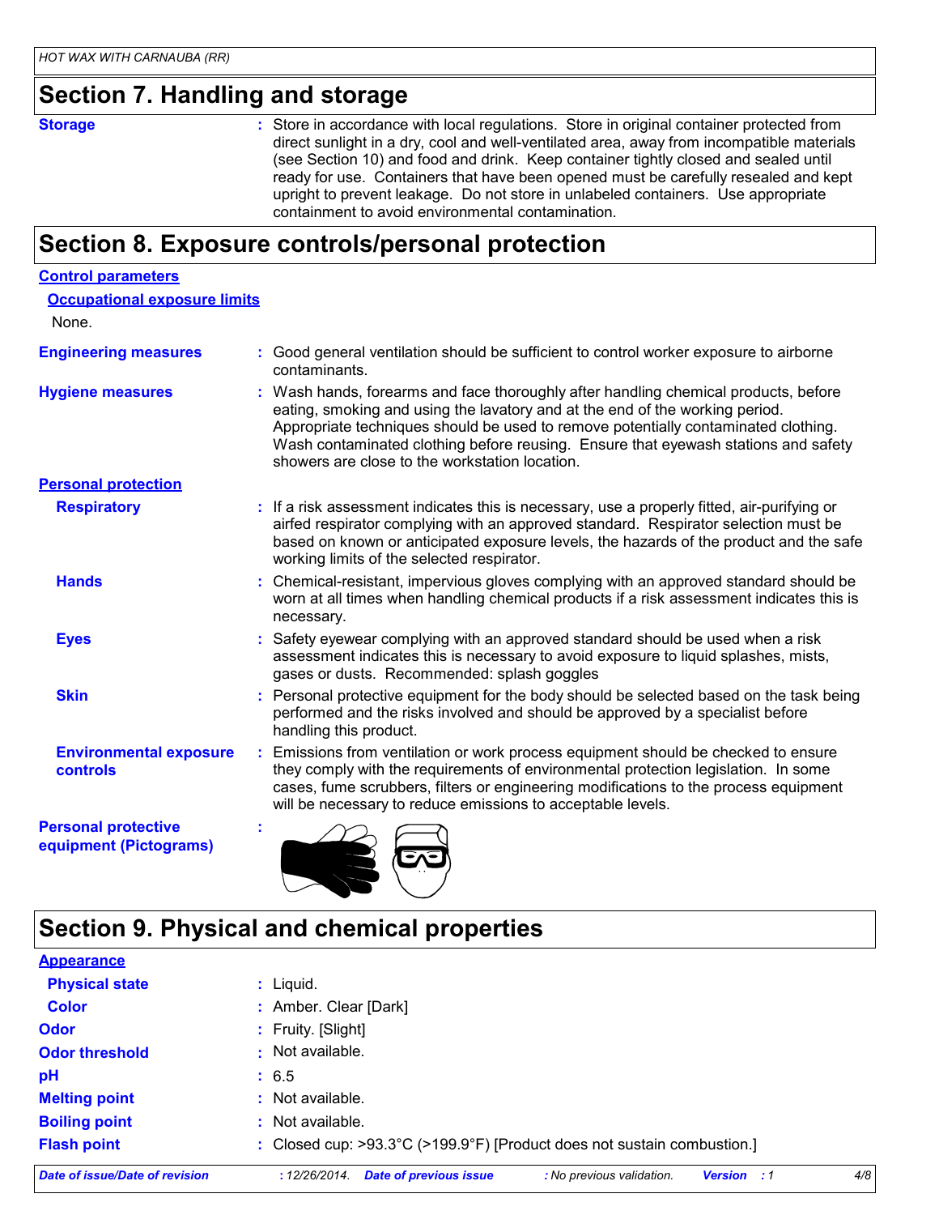## Section 7. Handling and storage

**Storage** : Store in accordance with local regulations. Store in original container protected from direct sunlight in a dry, cool and well-ventilated area, away from incompatible materials (see Section 10) and food and drink. Keep container tightly closed and sealed until ready for use. Containers that have been opened must be carefully resealed and kept upright to prevent leakage. Do not store in unlabeled containers. Use appropriate containment to avoid environmental contamination.

## Section 8. Exposure controls/personal protection

**Control parameters**

**Occupational exposure limits**

None.

**Engineering measures** : Good general ventilation should be sufficient to control worker exposure to airborne contaminants.

**Hygiene measures** : Wash hands, forearms and face thoroughly after handling chemical products, before eating, smoking and using the lavatory and at the end of the working period. Appropriate techniques should be used to remove potentially contaminated clothing. Wash contaminated clothing before reusing. Ensure that eyewash stations and safety showers are close to the workstation location.

**Personal protection**

**Respiratory** : If a risk assessment indicates this is necessary, use a properly fitted, air-purifying or airfed respirator complying with an approved standard. Respirator selection must be based on known or anticipated exposure levels, the hazards of the product and the safe working limits of the selected respirator.

**Hands** : Chemical-resistant, impervious gloves complying with an approved standard should be worn at all times when handling chemical products if a risk assessment indicates this is necessary.

**Eyes** : Safety eyewear complying with an approved standard should be used when a risk assessment indicates this is necessary to avoid exposure to liquid splashes, mists, gases or dusts. Recommended: splash goggles

**Skin** : Personal protective equipment for the body should be selected based on the task being performed and the risks involved and should be approved by a specialist before handling this product.

**Environmental exposure controls** : Emissions from ventilation or work process equipment should be checked to ensure they comply with the requirements of environmental protection legislation. In some cases, fume scrubbers, filters or engineering modifications to the process equipment will be necessary to reduce emissions to acceptable levels.

**Personal protective equipment (Pictograms)** :

## Section 9. Physical and chemical properties

**Appearance**

**Physical state** : Liquid.

**Color** : Amber. Clear [Dark]

**Odor** : Fruity. [Slight]

**Odor threshold** : Not available.

**pH** : 6.5

**Melting point** : Not available.

**Boiling point** : Not available.

**Flash point** : Closed cup: >93.3°C (>199.9°F) [Product does not sustain combustion.]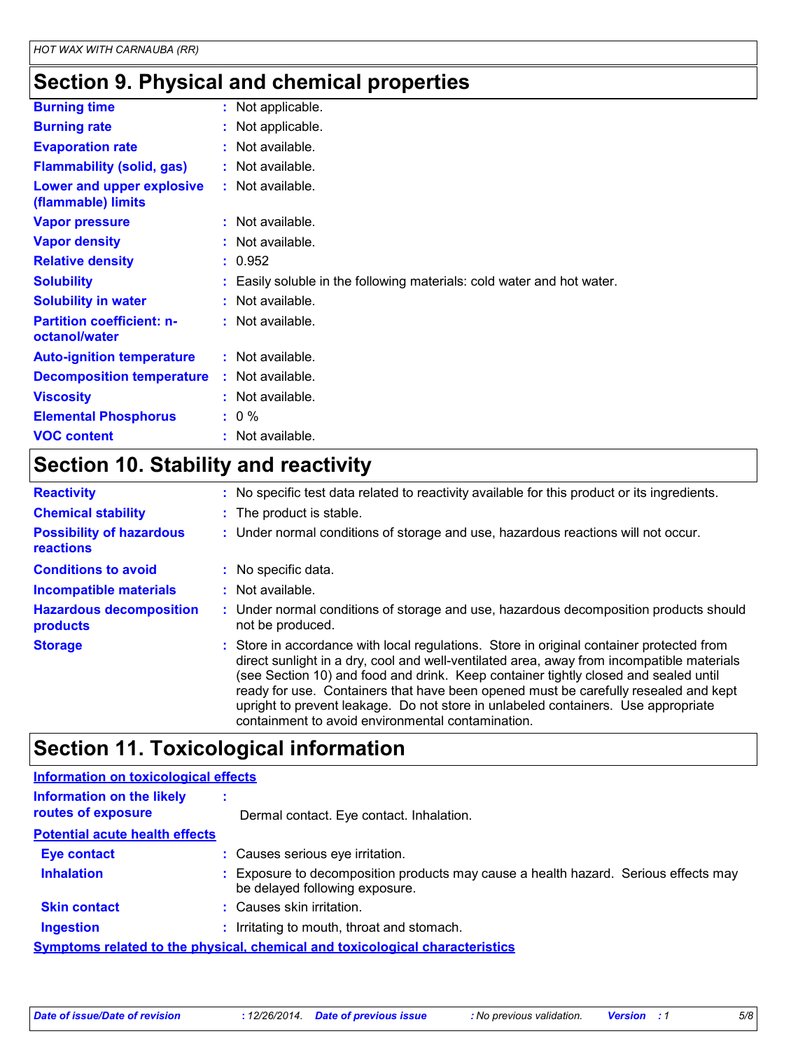## Section 9. Physical and chemical properties

| | |
|---|---|
| **Burning time** | Not applicable. |
| **Burning rate** | Not applicable. |
| **Evaporation rate** | Not available. |
| **Flammability (solid, gas)** | Not available. |
| **Lower and upper explosive (flammable) limits** | Not available. |
| **Vapor pressure** | Not available. |
| **Vapor density** | Not available. |
| **Relative density** | 0.952 |
| **Solubility** | Easily soluble in the following materials: cold water and hot water. |
| **Solubility in water** | Not available. |
| **Partition coefficient: n-octanol/water** | Not available. |
| **Auto-ignition temperature** | Not available. |
| **Decomposition temperature** | Not available. |
| **Viscosity** | Not available. |
| **Elemental Phosphorus** | 0 % |
| **VOC content** | Not available. |

## Section 10. Stability and reactivity

| | |
|---|---|
| **Reactivity** | No specific test data related to reactivity available for this product or its ingredients. |
| **Chemical stability** | The product is stable. |
| **Possibility of hazardous reactions** | Under normal conditions of storage and use, hazardous reactions will not occur. |
| **Conditions to avoid** | No specific data. |
| **Incompatible materials** | Not available. |
| **Hazardous decomposition products** | Under normal conditions of storage and use, hazardous decomposition products should not be produced. |
| **Storage** | Store in accordance with local regulations. Store in original container protected from direct sunlight in a dry, cool and well-ventilated area, away from incompatible materials (see Section 10) and food and drink. Keep container tightly closed and sealed until ready for use. Containers that have been opened must be carefully resealed and kept upright to prevent leakage. Do not store in unlabeled containers. Use appropriate containment to avoid environmental contamination. |

## Section 11. Toxicological information

**Information on toxicological effects**

| | |
|---|---|
| **Information on the likely routes of exposure** | Dermal contact. Eye contact. Inhalation. |

**Potential acute health effects**

| | |
|---|---|
| **Eye contact** | Causes serious eye irritation. |
| **Inhalation** | Exposure to decomposition products may cause a health hazard. Serious effects may be delayed following exposure. |
| **Skin contact** | Causes skin irritation. |
| **Ingestion** | Irritating to mouth, throat and stomach. |

**Symptoms related to the physical, chemical and toxicological characteristics**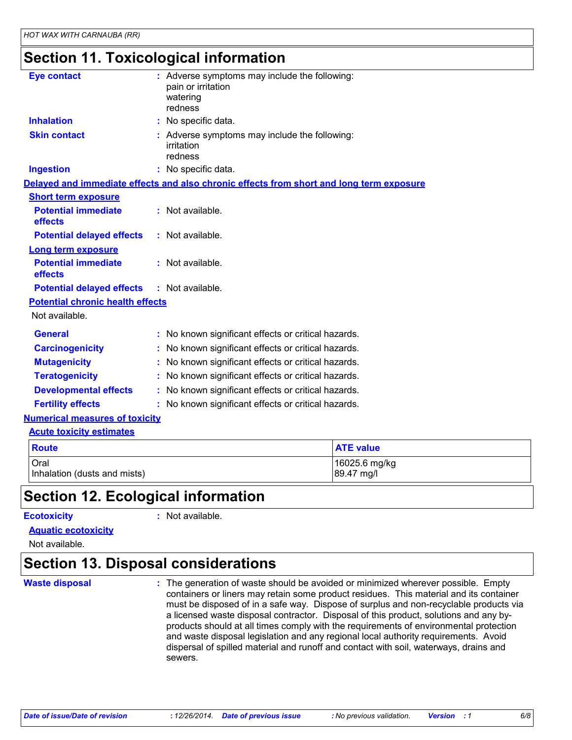## Section 11. Toxicological information

**Eye contact** : Adverse symptoms may include the following:
pain or irritation
watering
redness

**Inhalation** : No specific data.

**Skin contact** : Adverse symptoms may include the following:
irritation
redness

**Ingestion** : No specific data.

### Delayed and immediate effects and also chronic effects from short and long term exposure

#### Short term exposure

**Potential immediate effects** : Not available.

**Potential delayed effects** : Not available.

#### Long term exposure

**Potential immediate effects** : Not available.

**Potential delayed effects** : Not available.

#### Potential chronic health effects

Not available.

**General** : No known significant effects or critical hazards.

**Carcinogenicity** : No known significant effects or critical hazards.

**Mutagenicity** : No known significant effects or critical hazards.

**Teratogenicity** : No known significant effects or critical hazards.

**Developmental effects** : No known significant effects or critical hazards.

**Fertility effects** : No known significant effects or critical hazards.

### Numerical measures of toxicity

#### Acute toxicity estimates

| Route | ATE value |
|---|---|
| Oral | 16025.6 mg/kg |
| Inhalation (dusts and mists) | 89.47 mg/l |

## Section 12. Ecological information

**Ecotoxicity** : Not available.

#### Aquatic ecotoxicity

Not available.

## Section 13. Disposal considerations

**Waste disposal** : The generation of waste should be avoided or minimized wherever possible. Empty containers or liners may retain some product residues. This material and its container must be disposed of in a safe way. Dispose of surplus and non-recyclable products via a licensed waste disposal contractor. Disposal of this product, solutions and any by-products should at all times comply with the requirements of environmental protection and waste disposal legislation and any regional local authority requirements. Avoid dispersal of spilled material and runoff and contact with soil, waterways, drains and sewers.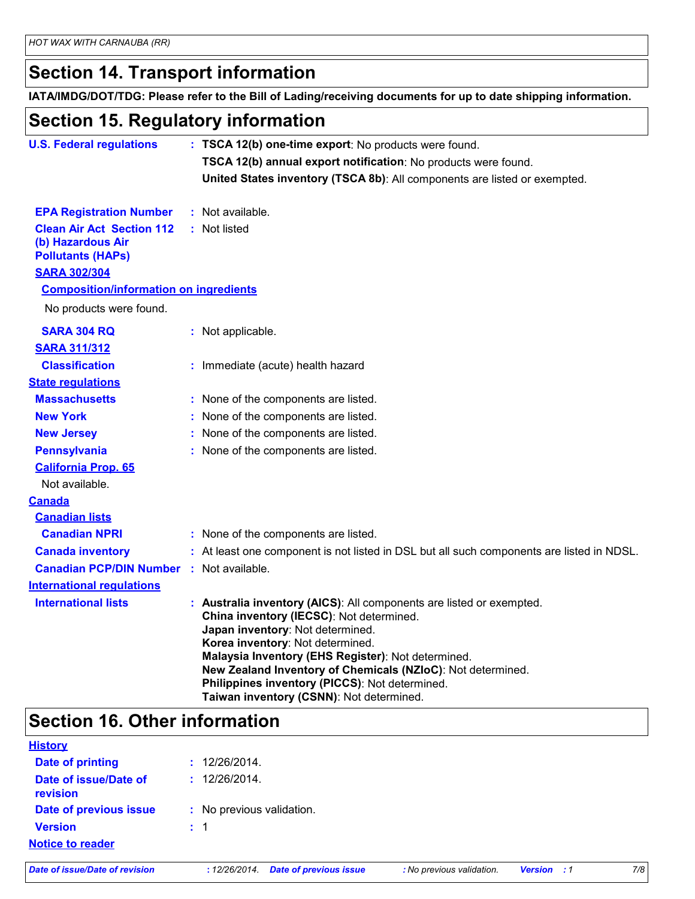## Section 14. Transport information

**IATA/IMDG/DOT/TDG: Please refer to the Bill of Lading/receiving documents for up to date shipping information.**

## Section 15. Regulatory information

**U.S. Federal regulations** : **TSCA 12(b) one-time export**: No products were found.
**TSCA 12(b) annual export notification**: No products were found.
**United States inventory (TSCA 8b)**: All components are listed or exempted.

**EPA Registration Number** : Not available.

**Clean Air Act Section 112 (b) Hazardous Air Pollutants (HAPs)** : Not listed

**SARA 302/304**

**Composition/information on ingredients**

No products were found.

**SARA 304 RQ** : Not applicable.

**SARA 311/312**

**Classification** : Immediate (acute) health hazard

**State regulations**

**Massachusetts** : None of the components are listed.

**New York** : None of the components are listed.

**New Jersey** : None of the components are listed.

**Pennsylvania** : None of the components are listed.

**California Prop. 65**

Not available.

**Canada**

**Canadian lists**

**Canadian NPRI** : None of the components are listed.

**Canada inventory** : At least one component is not listed in DSL but all such components are listed in NDSL.

**Canadian PCP/DIN Number** : Not available.

**International regulations**

**International lists** : **Australia inventory (AICS)**: All components are listed or exempted.
**China inventory (IECSC)**: Not determined.
**Japan inventory**: Not determined.
**Korea inventory**: Not determined.
**Malaysia Inventory (EHS Register)**: Not determined.
**New Zealand Inventory of Chemicals (NZIoC)**: Not determined.
**Philippines inventory (PICCS)**: Not determined.
**Taiwan inventory (CSNN)**: Not determined.

## Section 16. Other information

**History**

**Date of printing** : 12/26/2014.

**Date of issue/Date of revision** : 12/26/2014.

**Date of previous issue** : No previous validation.

**Version** : 1

**Notice to reader**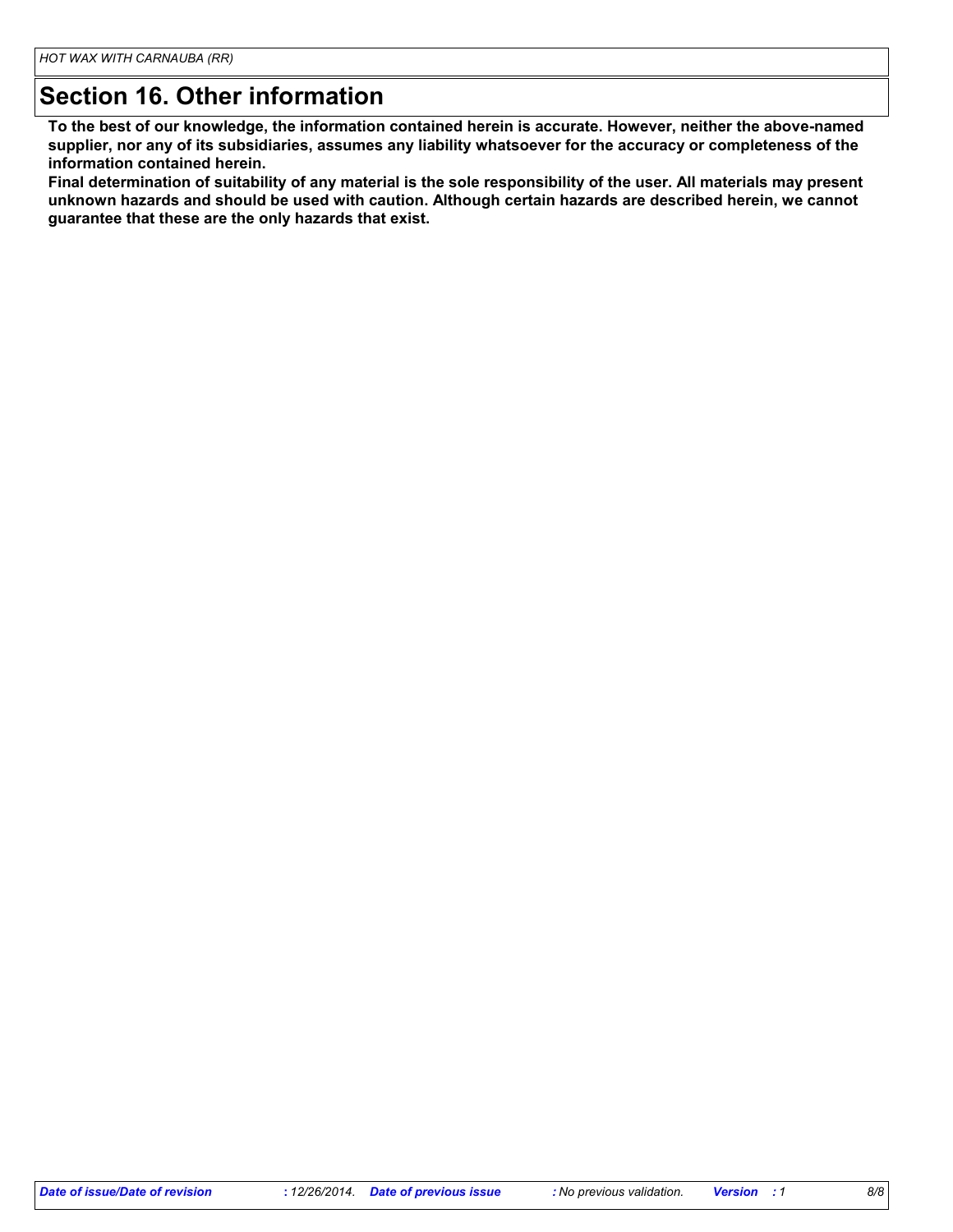## Section 16. Other information

**To the best of our knowledge, the information contained herein is accurate. However, neither the above-named supplier, nor any of its subsidiaries, assumes any liability whatsoever for the accuracy or completeness of the information contained herein.**

**Final determination of suitability of any material is the sole responsibility of the user. All materials may present unknown hazards and should be used with caution. Although certain hazards are described herein, we cannot guarantee that these are the only hazards that exist.**